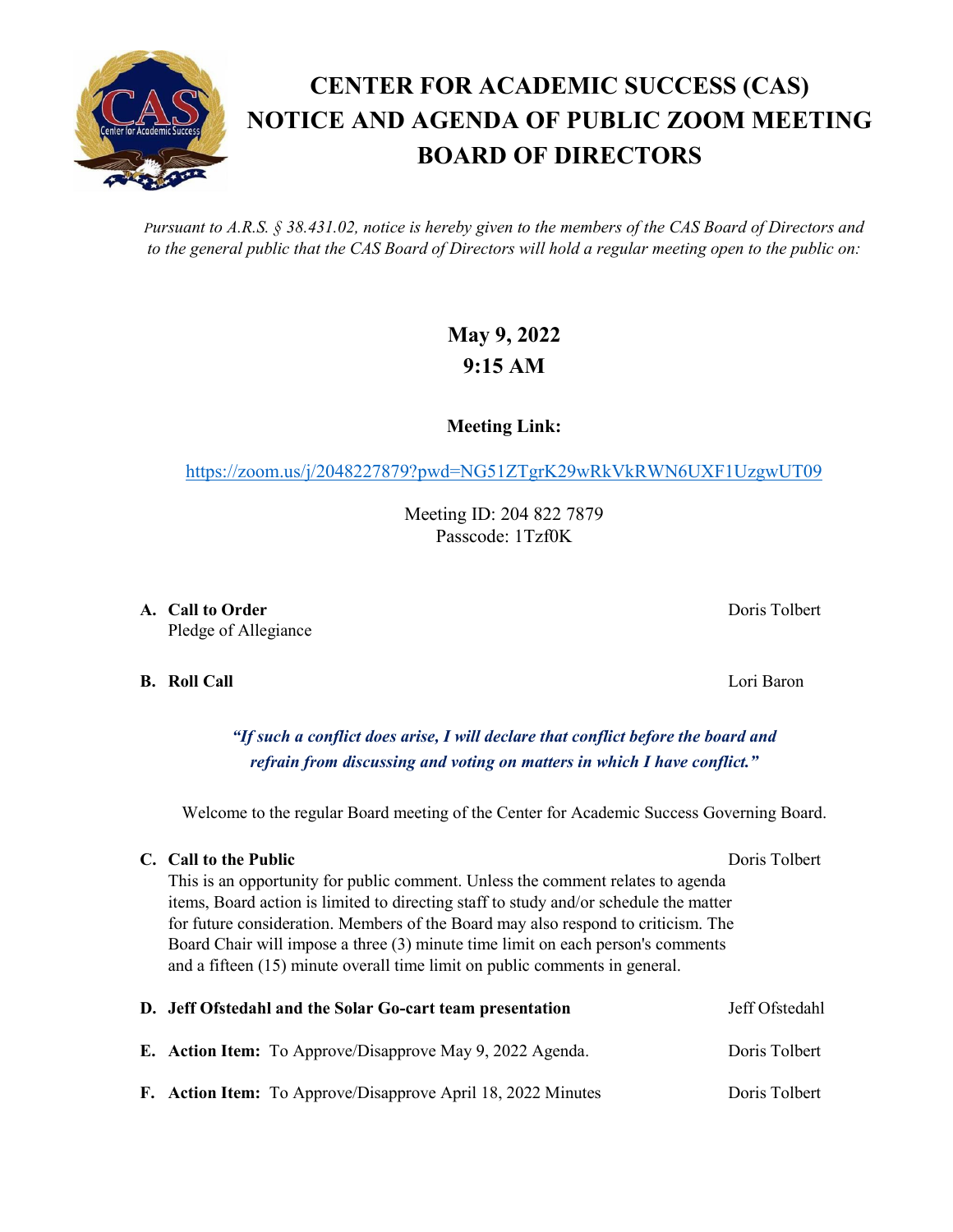# CENTER FOR ACADEMIC SUCCESS (CAS) NOTICE AND AGENDA OF PUBLIC ZOOM MEETING BOARD OF DIRECTORS

*Pursuant to A.R.S. § 38.431.02, notice is hereby given to the members of the CAS Board of Directors and to the general public that the CAS Board of Directors will hold a regular meeting open to the public on:*

**May 9, 2022**
**9:15 AM**

**Meeting Link:**

https://zoom.us/j/2048227879?pwd=NG51ZTgrK29wRkVkRWN6UXF1UzgwUT09

Meeting ID: 204 822 7879
Passcode: 1Tzf0K

**A. Call to Order** — Doris Tolbert
Pledge of Allegiance

**B. Roll Call** — Lori Baron

***"If such a conflict does arise, I will declare that conflict before the board and refrain from discussing and voting on matters in which I have conflict."***

Welcome to the regular Board meeting of the Center for Academic Success Governing Board.

**C. Call to the Public** — Doris Tolbert
This is an opportunity for public comment. Unless the comment relates to agenda items, Board action is limited to directing staff to study and/or schedule the matter for future consideration. Members of the Board may also respond to criticism. The Board Chair will impose a three (3) minute time limit on each person's comments and a fifteen (15) minute overall time limit on public comments in general.

**D. Jeff Ofstedahl and the Solar Go-cart team presentation** — Jeff Ofstedahl

**E. Action Item:** To Approve/Disapprove May 9, 2022 Agenda. — Doris Tolbert

**F. Action Item:** To Approve/Disapprove April 18, 2022 Minutes — Doris Tolbert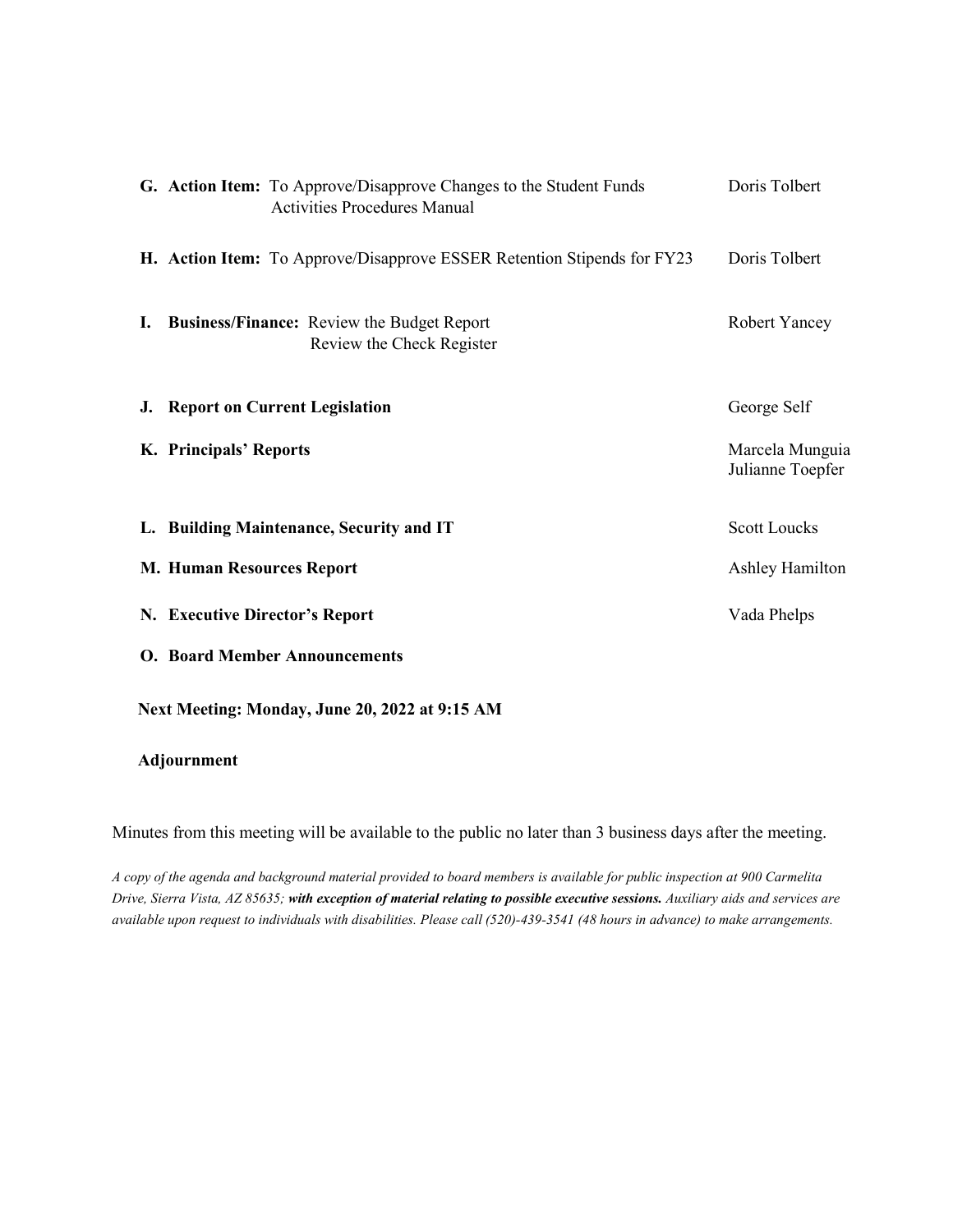**G. Action Item:** To Approve/Disapprove Changes to the Student Funds Activities Procedures Manual — Doris Tolbert

**H. Action Item:** To Approve/Disapprove ESSER Retention Stipends for FY23 — Doris Tolbert

**I. Business/Finance:** Review the Budget Report
Review the Check Register — Robert Yancey

**J. Report on Current Legislation** — George Self

**K. Principals' Reports** — Marcela Munguia, Julianne Toepfer

**L. Building Maintenance, Security and IT** — Scott Loucks

**M. Human Resources Report** — Ashley Hamilton

**N. Executive Director's Report** — Vada Phelps

**O. Board Member Announcements**

**Next Meeting: Monday, June 20, 2022 at 9:15 AM**

**Adjournment**

Minutes from this meeting will be available to the public no later than 3 business days after the meeting.

*A copy of the agenda and background material provided to board members is available for public inspection at 900 Carmelita Drive, Sierra Vista, AZ 85635;* ***with exception of material relating to possible executive sessions.*** *Auxiliary aids and services are available upon request to individuals with disabilities. Please call (520)-439-3541 (48 hours in advance) to make arrangements.*